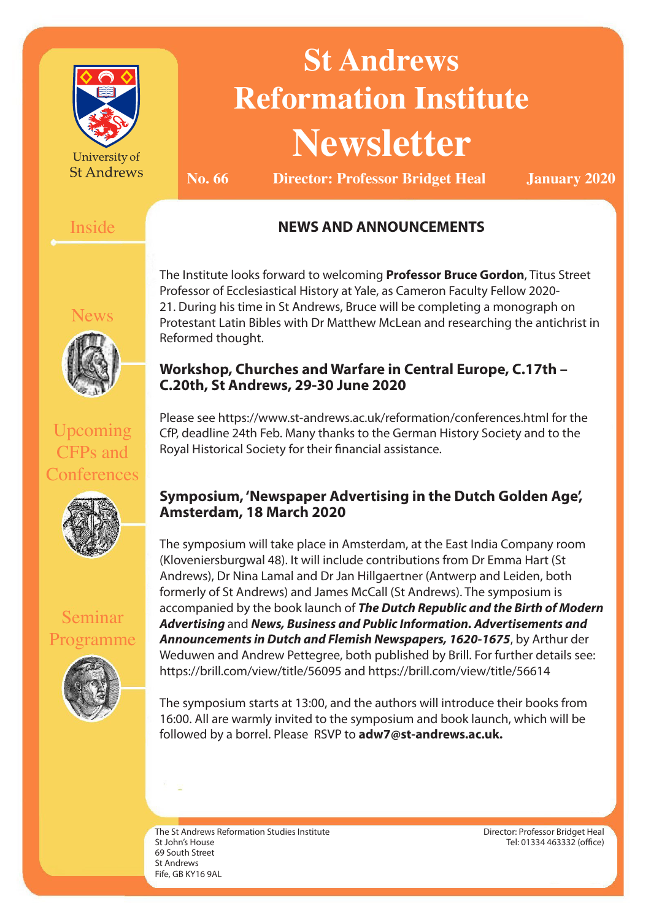# St Andrews Reformation Institute Newsletter

**No. 66** **Director: Professor Bridget Heal** **January 2020**

University of St Andrews

Inside

News

Upcoming CFPs and Conferences

Seminar Programme

## NEWS AND ANNOUNCEMENTS

The Institute looks forward to welcoming **Professor Bruce Gordon**, Titus Street Professor of Ecclesiastical History at Yale, as Cameron Faculty Fellow 2020-21. During his time in St Andrews, Bruce will be completing a monograph on Protestant Latin Bibles with Dr Matthew McLean and researching the antichrist in Reformed thought.

### Workshop, Churches and Warfare in Central Europe, C.17th – C.20th, St Andrews, 29-30 June 2020

Please see https://www.st-andrews.ac.uk/reformation/conferences.html for the CfP, deadline 24th Feb. Many thanks to the German History Society and to the Royal Historical Society for their financial assistance.

### Symposium, 'Newspaper Advertising in the Dutch Golden Age', Amsterdam, 18 March 2020

The symposium will take place in Amsterdam, at the East India Company room (Kloveniersburgwal 48). It will include contributions from Dr Emma Hart (St Andrews), Dr Nina Lamal and Dr Jan Hillgaertner (Antwerp and Leiden, both formerly of St Andrews) and James McCall (St Andrews). The symposium is accompanied by the book launch of ***The Dutch Republic and the Birth of Modern Advertising*** and ***News, Business and Public Information. Advertisements and Announcements in Dutch and Flemish Newspapers, 1620-1675***, by Arthur der Weduwen and Andrew Pettegree, both published by Brill. For further details see: https://brill.com/view/title/56095 and https://brill.com/view/title/56614

The symposium starts at 13:00, and the authors will introduce their books from 16:00. All are warmly invited to the symposium and book launch, which will be followed by a borrel. Please RSVP to **adw7@st-andrews.ac.uk.**

The St Andrews Reformation Studies Institute
St John's House
69 South Street
St Andrews
Fife, GB KY16 9AL

Director: Professor Bridget Heal
Tel: 01334 463332 (office)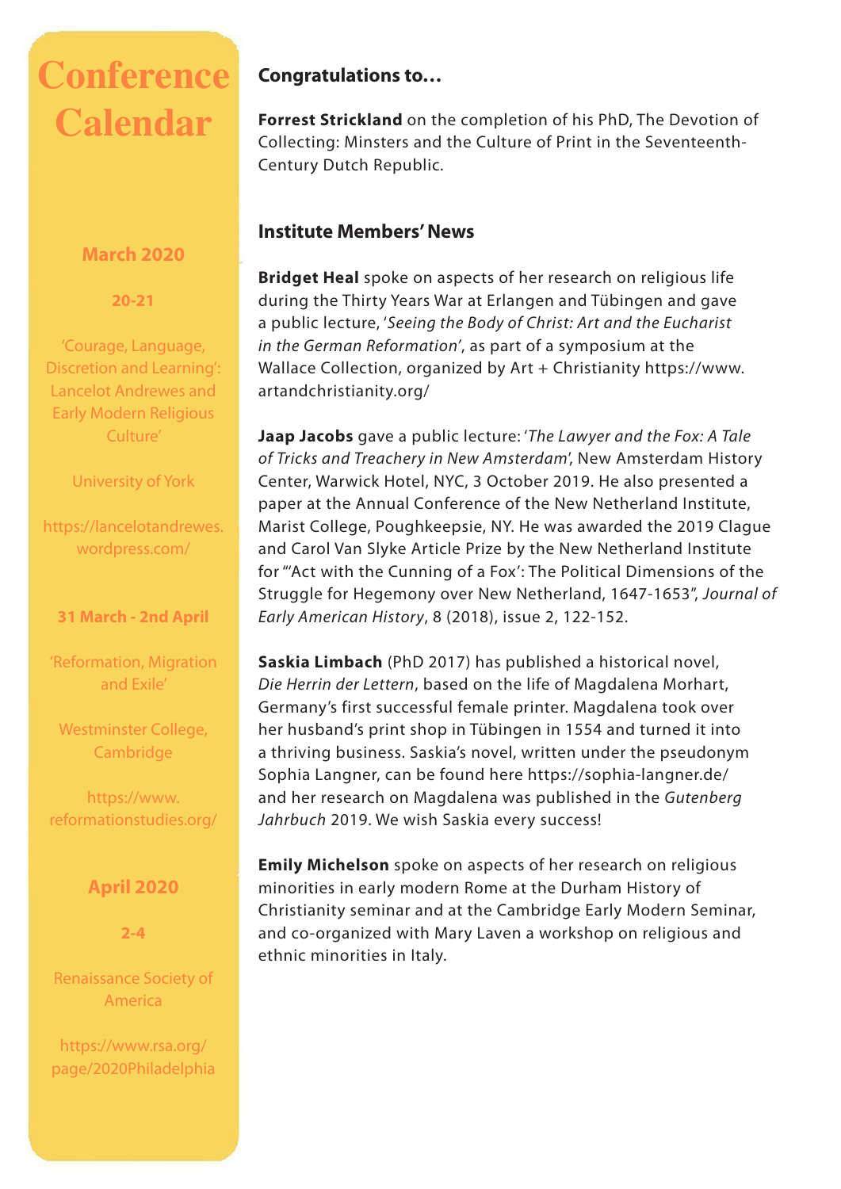# Conference Calendar

## March 2020

**20-21**

'Courage, Language, Discretion and Learning': Lancelot Andrewes and Early Modern Religious Culture'

University of York

https://lancelotandrewes.wordpress.com/

**31 March - 2nd April**

'Reformation, Migration and Exile'

Westminster College, Cambridge

https://www.reformationstudies.org/

## April 2020

**2-4**

Renaissance Society of America

https://www.rsa.org/page/2020Philadelphia

## Congratulations to…

**Forrest Strickland** on the completion of his PhD, The Devotion of Collecting: Minsters and the Culture of Print in the Seventeenth-Century Dutch Republic.

## Institute Members' News

**Bridget Heal** spoke on aspects of her research on religious life during the Thirty Years War at Erlangen and Tübingen and gave a public lecture, '*Seeing the Body of Christ: Art and the Eucharist in the German Reformation*', as part of a symposium at the Wallace Collection, organized by Art + Christianity https://www.artandchristianity.org/

**Jaap Jacobs** gave a public lecture: '*The Lawyer and the Fox: A Tale of Tricks and Treachery in New Amsterdam*', New Amsterdam History Center, Warwick Hotel, NYC, 3 October 2019. He also presented a paper at the Annual Conference of the New Netherland Institute, Marist College, Poughkeepsie, NY. He was awarded the 2019 Clague and Carol Van Slyke Article Prize by the New Netherland Institute for "'Act with the Cunning of a Fox': The Political Dimensions of the Struggle for Hegemony over New Netherland, 1647-1653", *Journal of Early American History*, 8 (2018), issue 2, 122-152.

**Saskia Limbach** (PhD 2017) has published a historical novel, *Die Herrin der Lettern*, based on the life of Magdalena Morhart, Germany's first successful female printer. Magdalena took over her husband's print shop in Tübingen in 1554 and turned it into a thriving business. Saskia's novel, written under the pseudonym Sophia Langner, can be found here https://sophia-langner.de/ and her research on Magdalena was published in the *Gutenberg Jahrbuch* 2019. We wish Saskia every success!

**Emily Michelson** spoke on aspects of her research on religious minorities in early modern Rome at the Durham History of Christianity seminar and at the Cambridge Early Modern Seminar, and co-organized with Mary Laven a workshop on religious and ethnic minorities in Italy.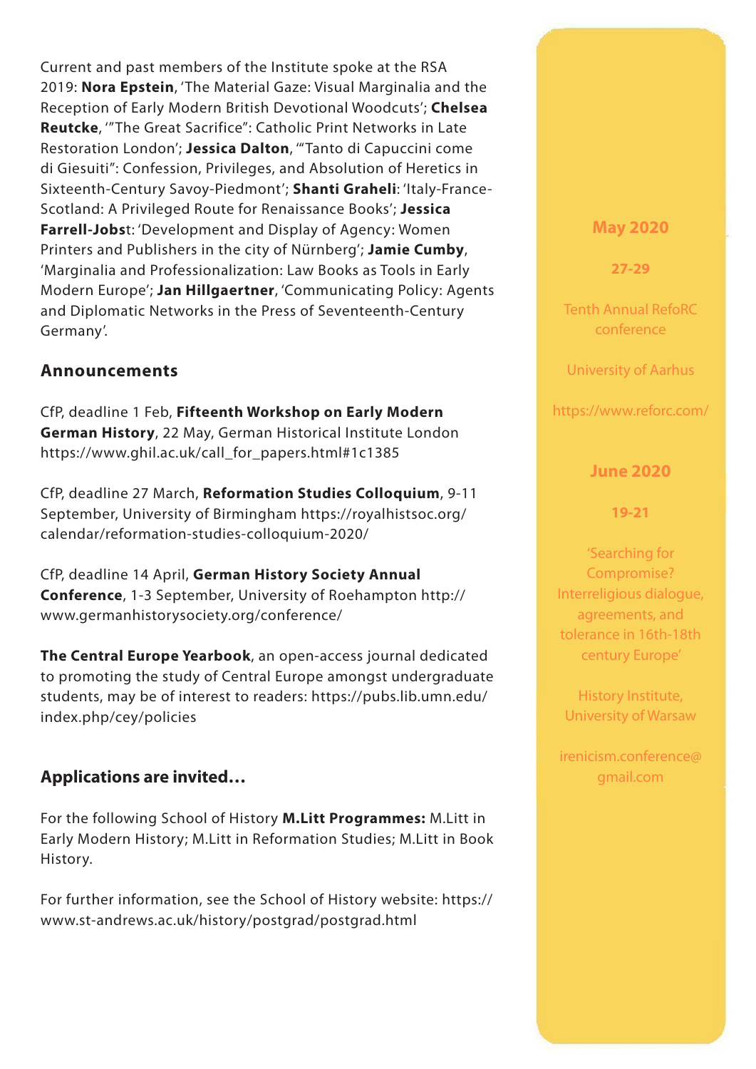Current and past members of the Institute spoke at the RSA 2019: **Nora Epstein**, 'The Material Gaze: Visual Marginalia and the Reception of Early Modern British Devotional Woodcuts'; **Chelsea Reutcke**, '"The Great Sacrifice": Catholic Print Networks in Late Restoration London'; **Jessica Dalton**, '"Tanto di Capuccini come di Giesuiti": Confession, Privileges, and Absolution of Heretics in Sixteenth-Century Savoy-Piedmont'; **Shanti Graheli**: 'Italy-France-Scotland: A Privileged Route for Renaissance Books'; **Jessica Farrell-Jobs**t: 'Development and Display of Agency: Women Printers and Publishers in the city of Nürnberg'; **Jamie Cumby**, 'Marginalia and Professionalization: Law Books as Tools in Early Modern Europe'; **Jan Hillgaertner**, 'Communicating Policy: Agents and Diplomatic Networks in the Press of Seventeenth-Century Germany'.

## Announcements

CfP, deadline 1 Feb, **Fifteenth Workshop on Early Modern German History**, 22 May, German Historical Institute London https://www.ghil.ac.uk/call_for_papers.html#1c1385

CfP, deadline 27 March, **Reformation Studies Colloquium**, 9-11 September, University of Birmingham https://royalhistsoc.org/calendar/reformation-studies-colloquium-2020/

CfP, deadline 14 April, **German History Society Annual Conference**, 1-3 September, University of Roehampton http://www.germanhistorysociety.org/conference/

**The Central Europe Yearbook**, an open-access journal dedicated to promoting the study of Central Europe amongst undergraduate students, may be of interest to readers: https://pubs.lib.umn.edu/index.php/cey/policies

## Applications are invited…

For the following School of History **M.Litt Programmes:** M.Litt in Early Modern History; M.Litt in Reformation Studies; M.Litt in Book History.

For further information, see the School of History website: https://www.st-andrews.ac.uk/history/postgrad/postgrad.html

**May 2020**

**27-29**

Tenth Annual RefoRC conference

University of Aarhus

https://www.reforc.com/

**June 2020**

**19-21**

'Searching for Compromise? Interreligious dialogue, agreements, and tolerance in 16th-18th century Europe'

History Institute, University of Warsaw

irenicism.conference@gmail.com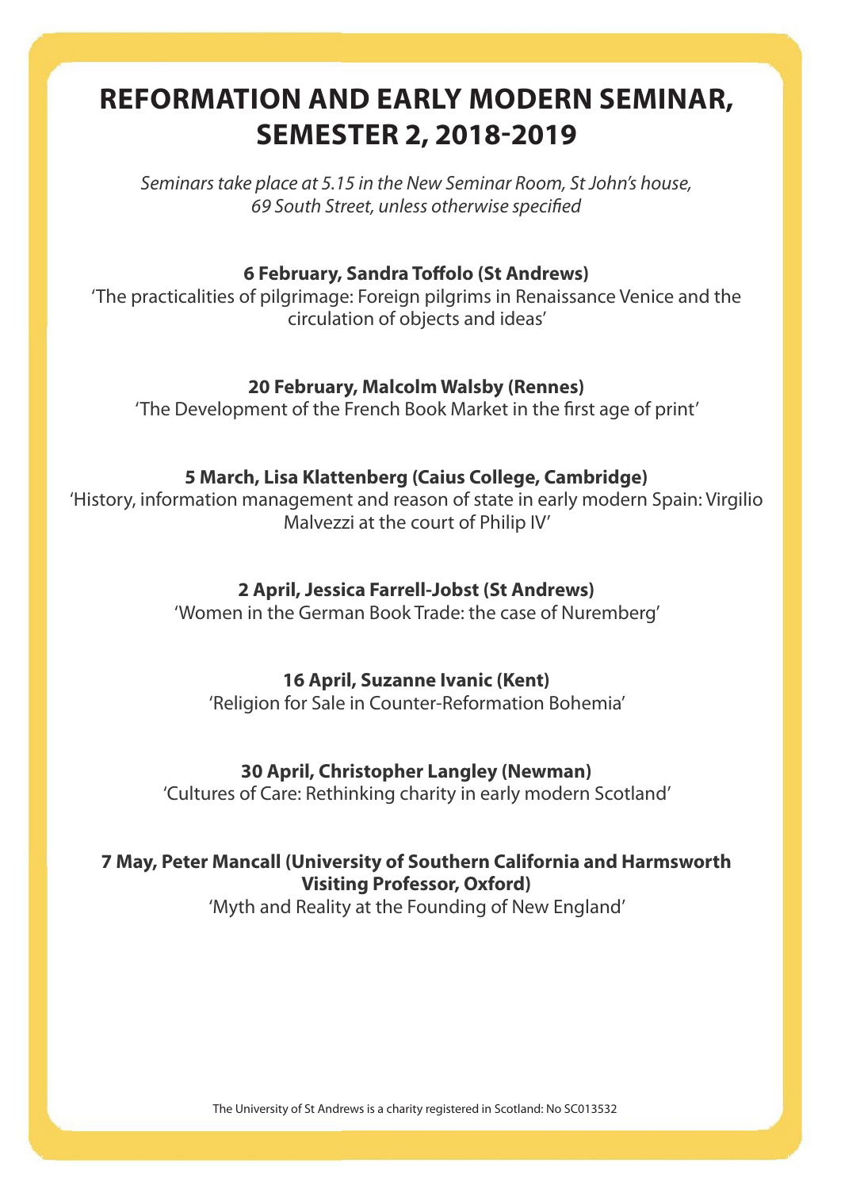# REFORMATION AND EARLY MODERN SEMINAR, SEMESTER 2, 2018-2019

*Seminars take place at 5.15 in the New Seminar Room, St John's house, 69 South Street, unless otherwise specified*

**6 February, Sandra Toffolo (St Andrews)**
'The practicalities of pilgrimage: Foreign pilgrims in Renaissance Venice and the circulation of objects and ideas'

**20 February, Malcolm Walsby (Rennes)**
'The Development of the French Book Market in the first age of print'

**5 March, Lisa Klattenberg (Caius College, Cambridge)**
'History, information management and reason of state in early modern Spain: Virgilio Malvezzi at the court of Philip IV'

**2 April, Jessica Farrell-Jobst (St Andrews)**
'Women in the German Book Trade: the case of Nuremberg'

**16 April, Suzanne Ivanic (Kent)**
'Religion for Sale in Counter-Reformation Bohemia'

**30 April, Christopher Langley (Newman)**
'Cultures of Care: Rethinking charity in early modern Scotland'

**7 May, Peter Mancall (University of Southern California and Harmsworth Visiting Professor, Oxford)**
'Myth and Reality at the Founding of New England'

The University of St Andrews is a charity registered in Scotland: No SC013532